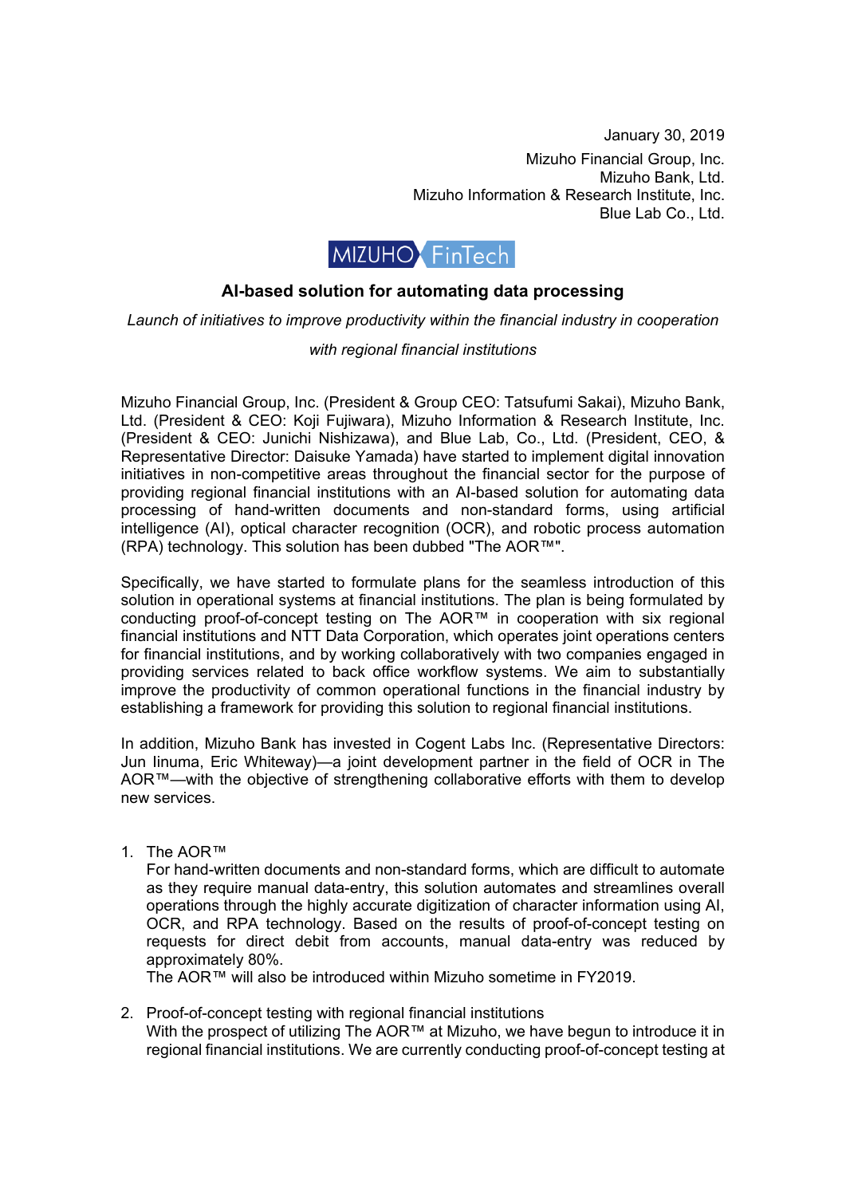January 30, 2019

Mizuho Financial Group, Inc.
Mizuho Bank, Ltd.
Mizuho Information & Research Institute, Inc.
Blue Lab Co., Ltd.

MIZUHO FinTech

## AI-based solution for automating data processing

*Launch of initiatives to improve productivity within the financial industry in cooperation with regional financial institutions*

Mizuho Financial Group, Inc. (President & Group CEO: Tatsufumi Sakai), Mizuho Bank, Ltd. (President & CEO: Koji Fujiwara), Mizuho Information & Research Institute, Inc. (President & CEO: Junichi Nishizawa), and Blue Lab, Co., Ltd. (President, CEO, & Representative Director: Daisuke Yamada) have started to implement digital innovation initiatives in non-competitive areas throughout the financial sector for the purpose of providing regional financial institutions with an AI-based solution for automating data processing of hand-written documents and non-standard forms, using artificial intelligence (AI), optical character recognition (OCR), and robotic process automation (RPA) technology. This solution has been dubbed "The AOR™".

Specifically, we have started to formulate plans for the seamless introduction of this solution in operational systems at financial institutions. The plan is being formulated by conducting proof-of-concept testing on The AOR™ in cooperation with six regional financial institutions and NTT Data Corporation, which operates joint operations centers for financial institutions, and by working collaboratively with two companies engaged in providing services related to back office workflow systems. We aim to substantially improve the productivity of common operational functions in the financial industry by establishing a framework for providing this solution to regional financial institutions.

In addition, Mizuho Bank has invested in Cogent Labs Inc. (Representative Directors: Jun Iinuma, Eric Whiteway)—a joint development partner in the field of OCR in The AOR™—with the objective of strengthening collaborative efforts with them to develop new services.

1. The AOR™
   For hand-written documents and non-standard forms, which are difficult to automate as they require manual data-entry, this solution automates and streamlines overall operations through the highly accurate digitization of character information using AI, OCR, and RPA technology. Based on the results of proof-of-concept testing on requests for direct debit from accounts, manual data-entry was reduced by approximately 80%.
   The AOR™ will also be introduced within Mizuho sometime in FY2019.

2. Proof-of-concept testing with regional financial institutions
   With the prospect of utilizing The AOR™ at Mizuho, we have begun to introduce it in regional financial institutions. We are currently conducting proof-of-concept testing at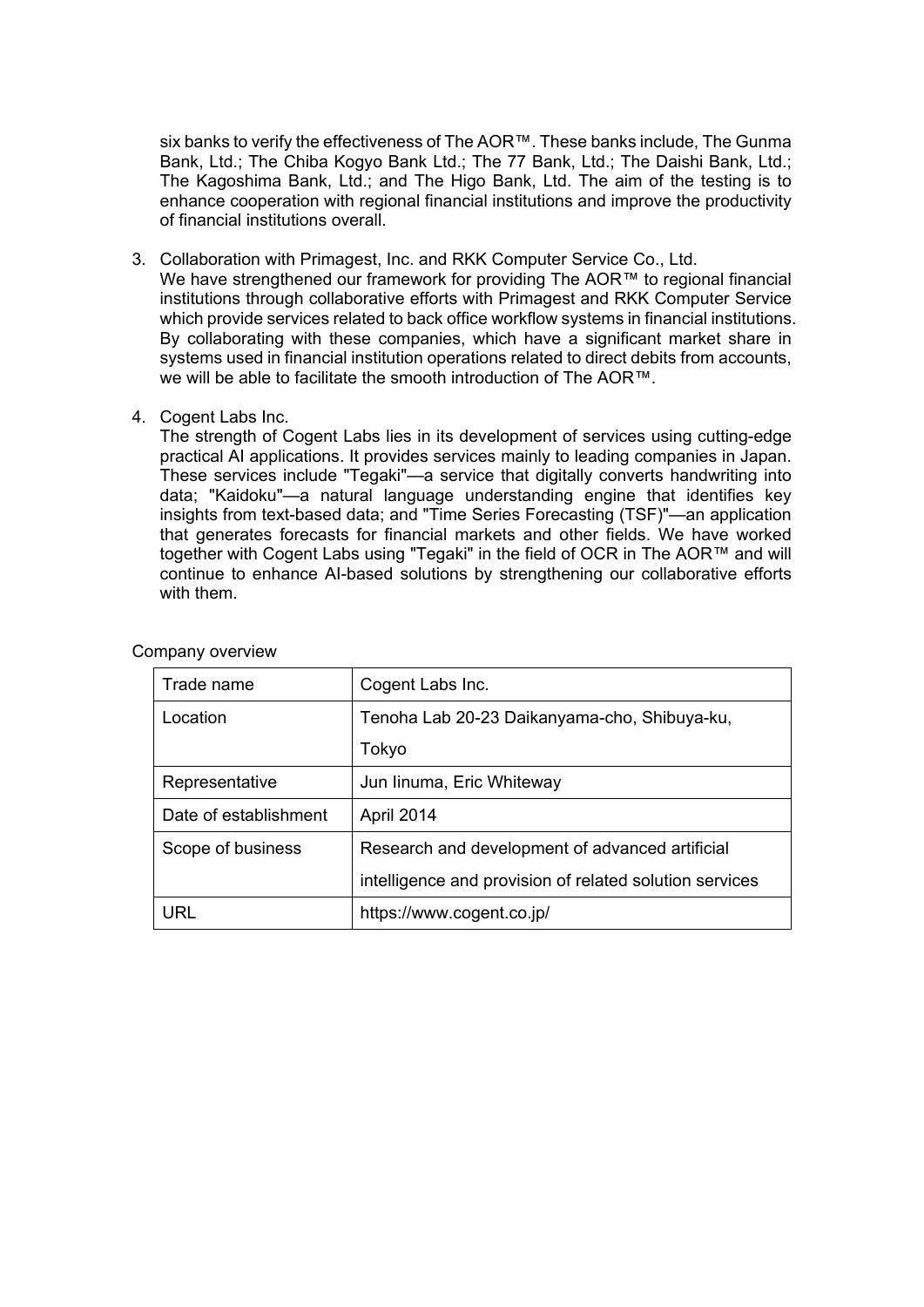six banks to verify the effectiveness of The AOR™. These banks include, The Gunma Bank, Ltd.; The Chiba Kogyo Bank Ltd.; The 77 Bank, Ltd.; The Daishi Bank, Ltd.; The Kagoshima Bank, Ltd.; and The Higo Bank, Ltd. The aim of the testing is to enhance cooperation with regional financial institutions and improve the productivity of financial institutions overall.

3. Collaboration with Primagest, Inc. and RKK Computer Service Co., Ltd.
   We have strengthened our framework for providing The AOR™ to regional financial institutions through collaborative efforts with Primagest and RKK Computer Service which provide services related to back office workflow systems in financial institutions. By collaborating with these companies, which have a significant market share in systems used in financial institution operations related to direct debits from accounts, we will be able to facilitate the smooth introduction of The AOR™.

4. Cogent Labs Inc.
   The strength of Cogent Labs lies in its development of services using cutting-edge practical AI applications. It provides services mainly to leading companies in Japan. These services include "Tegaki"—a service that digitally converts handwriting into data; "Kaidoku"—a natural language understanding engine that identifies key insights from text-based data; and "Time Series Forecasting (TSF)"—an application that generates forecasts for financial markets and other fields. We have worked together with Cogent Labs using "Tegaki" in the field of OCR in The AOR™ and will continue to enhance AI-based solutions by strengthening our collaborative efforts with them.

Company overview

| | |
|---|---|
| Trade name | Cogent Labs Inc. |
| Location | Tenoha Lab 20-23 Daikanyama-cho, Shibuya-ku, Tokyo |
| Representative | Jun Iinuma, Eric Whiteway |
| Date of establishment | April 2014 |
| Scope of business | Research and development of advanced artificial intelligence and provision of related solution services |
| URL | https://www.cogent.co.jp/ |